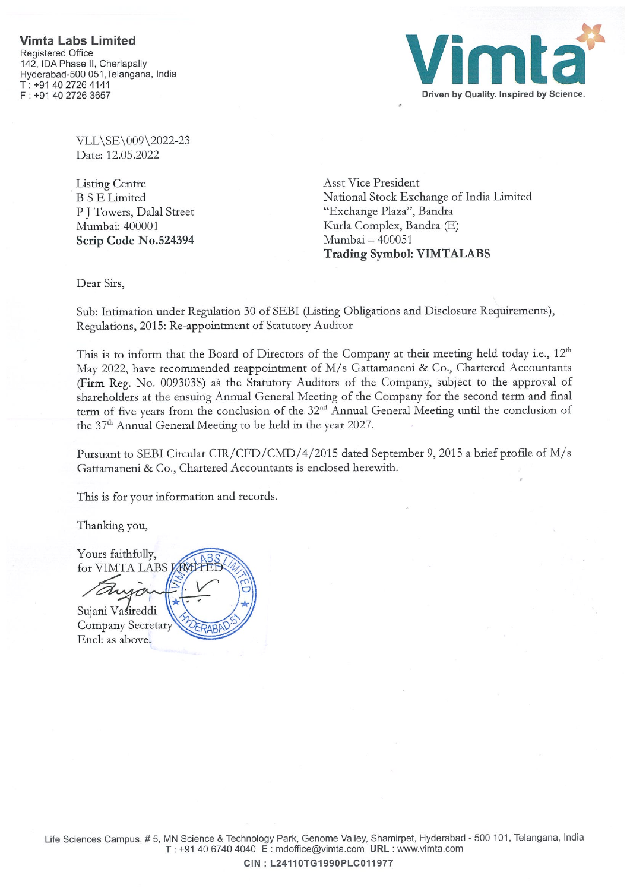**Vimta Labs Limited**
Registered Office
142, IDA Phase II, Cherlapally
Hyderabad-500 051, Telangana, India
T : +91 40 2726 4141
F : +91 40 2726 3657

Vimta
Driven by Quality. Inspired by Science.

VLL\SE\009\2022-23
Date: 12.05.2022

Listing Centre
B S E Limited
P J Towers, Dalal Street
Mumbai: 400001
**Scrip Code No.524394**

Asst Vice President
National Stock Exchange of India Limited
"Exchange Plaza", Bandra
Kurla Complex, Bandra (E)
Mumbai – 400051
**Trading Symbol: VIMTALABS**

Dear Sirs,

Sub: Intimation under Regulation 30 of SEBI (Listing Obligations and Disclosure Requirements), Regulations, 2015: Re-appointment of Statutory Auditor

This is to inform that the Board of Directors of the Company at their meeting held today i.e., 12th May 2022, have recommended reappointment of M/s Gattamaneni & Co., Chartered Accountants (Firm Reg. No. 009303S) as the Statutory Auditors of the Company, subject to the approval of shareholders at the ensuing Annual General Meeting of the Company for the second term and final term of five years from the conclusion of the 32nd Annual General Meeting until the conclusion of the 37th Annual General Meeting to be held in the year 2027.

Pursuant to SEBI Circular CIR/CFD/CMD/4/2015 dated September 9, 2015 a brief profile of M/s Gattamaneni & Co., Chartered Accountants is enclosed herewith.

This is for your information and records.

Thanking you,

Yours faithfully,
for VIMTA LABS LIMITED

Sujani Vasireddi
Company Secretary
Encl: as above.

Life Sciences Campus, # 5, MN Science & Technology Park, Genome Valley, Shamirpet, Hyderabad - 500 101, Telangana, India
T : +91 40 6740 4040 E : mdoffice@vimta.com URL : www.vimta.com
**CIN : L24110TG1990PLC011977**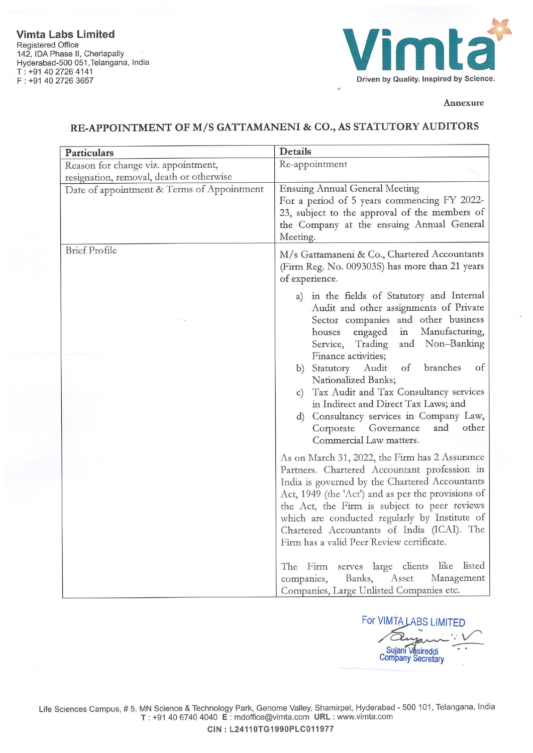**Vimta Labs Limited**
Registered Office
142, IDA Phase II, Cherlapally
Hyderabad-500 051,Telangana, India
T : +91 40 2726 4141
F : +91 40 2726 3657

Vimta
Driven by Quality. Inspired by Science.

**Annexure**

## RE-APPOINTMENT OF M/S GATTAMANENI & CO., AS STATUTORY AUDITORS

| Particulars | Details |
|---|---|
| Reason for change viz. appointment, resignation, removal, death or otherwise | Re-appointment |
| Date of appointment & Terms of Appointment | Ensuing Annual General Meeting<br>For a period of 5 years commencing FY 2022-23, subject to the approval of the members of the Company at the ensuing Annual General Meeting. |
| Brief Profile | M/s Gattamaneni & Co., Chartered Accountants (Firm Reg. No. 009303S) has more than 21 years of experience.<br>a) in the fields of Statutory and Internal Audit and other assignments of Private Sector companies and other business houses engaged in Manufacturing, Service, Trading and Non–Banking Finance activities;<br>b) Statutory Audit of branches of Nationalized Banks;<br>c) Tax Audit and Tax Consultancy services in Indirect and Direct Tax Laws; and<br>d) Consultancy services in Company Law, Corporate Governance and other Commercial Law matters.<br><br>As on March 31, 2022, the Firm has 2 Assurance Partners. Chartered Accountant profession in India is governed by the Chartered Accountants Act, 1949 (the 'Act') and as per the provisions of the Act, the Firm is subject to peer reviews which are conducted regularly by Institute of Chartered Accountants of India (ICAI). The Firm has a valid Peer Review certificate.<br><br>The Firm serves large clients like listed companies, Banks, Asset Management Companies, Large Unlisted Companies etc. |

For VIMTA LABS LIMITED

Sujani Vasireddi
Company Secretary

Life Sciences Campus, # 5, MN Science & Technology Park, Genome Valley, Shamirpet, Hyderabad - 500 101, Telangana, India
T : +91 40 6740 4040 E : mdoffice@vimta.com URL : www.vimta.com
CIN : L24110TG1990PLC011977